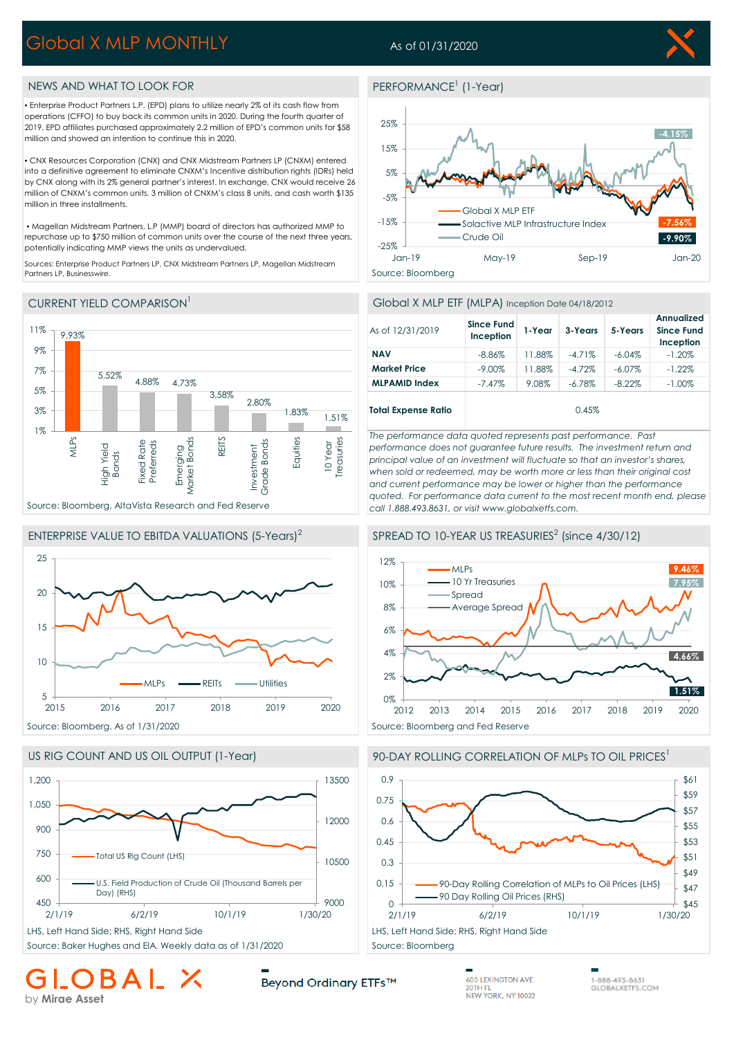# Global X MLP MONTHLY

As of 01/31/2020

## NEWS AND WHAT TO LOOK FOR

- Enterprise Product Partners L.P. (EPD) plans to utilize nearly 2% of its cash flow from operations (CFFO) to buy back its common units in 2020. During the fourth quarter of 2019, EPD affiliates purchased approximately 2.2 million of EPD's common units for $58 million and showed an intention to continue this in 2020.

- CNX Resources Corporation (CNX) and CNX Midstream Partners LP (CNXM) entered into a definitive agreement to eliminate CNXM's Incentive distribution rights (IDRs) held by CNX along with its 2% general partner's interest. In exchange, CNX would receive 26 million of CNXM's common units, 3 million of CNXM's class B units, and cash worth $135 million in three installments.

- Magellan Midstream Partners, L.P (MMP) board of directors has authorized MMP to repurchase up to $750 million of common units over the course of the next three years, potentially indicating MMP views the units as undervalued.

Sources: Enterprise Product Partners LP, CNX Midstream Partners LP, Magellan Midstream Partners LP, Businesswire.

## PERFORMANCE[1] (1-Year)

Global X MLP ETF: -7.56%; Solactive MLP Infrastructure Index: -9.90%; Crude Oil: -4.15%

Source: Bloomberg

## CURRENT YIELD COMPARISON[1]

| Asset Class | Yield |
|---|---|
| MLPs | 9.93% |
| High Yield Bonds | 5.52% |
| Fixed Rate Preferreds | 4.88% |
| Emerging Market Bonds | 4.73% |
| REITS | 3.58% |
| Investment Grade Bonds | 2.80% |
| Equities | 1.83% |
| 10 Year Treasuries | 1.51% |

Source: Bloomberg, AltaVista Research and Fed Reserve

## Global X MLP ETF (MLPA) Inception Date 04/18/2012

| As of 12/31/2019 | Since Fund Inception | 1-Year | 3-Years | 5-Years | Annualized Since Fund Inception |
|---|---|---|---|---|---|
| NAV | -8.86% | 11.88% | -4.71% | -6.04% | -1.20% |
| Market Price | -9.00% | 11.88% | -4.72% | -6.07% | -1.22% |
| MLPAMID Index | -7.47% | 9.08% | -6.78% | -8.22% | -1.00% |
| Total Expense Ratio | 0.45% | | | | |

*The performance data quoted represents past performance. Past performance does not guarantee future results. The investment return and principal value of an investment will fluctuate so that an investor's shares, when sold or redeemed, may be worth more or less than their original cost and current performance may be lower or higher than the performance quoted. For performance data current to the most recent month end, please call 1.888.493.8631, or visit www.globalxetfs.com.*

## ENTERPRISE VALUE TO EBITDA VALUATIONS (5-Years)[2]

Source: Bloomberg. As of 1/31/2020

## SPREAD TO 10-YEAR US TREASURIES[2] (since 4/30/12)

MLPs: 9.46%; Spread: 7.95%; Average Spread: 4.66%; 10 Yr Treasuries: 1.51%

Source: Bloomberg and Fed Reserve

## US RIG COUNT AND US OIL OUTPUT (1-Year)

LHS, Left Hand Side; RHS, Right Hand Side

Source: Baker Hughes and EIA. Weekly data as of 1/31/2020

## 90-DAY ROLLING CORRELATION OF MLPs TO OIL PRICES[1]

LHS, Left Hand Side; RHS, Right Hand Side

Source: Bloomberg

GLOBAL X by Mirae Asset

Beyond Ordinary ETFs™

600 LEXINGTON AVE
20TH FL
NEW YORK, NY 10022

1-888-493-8631
GLOBALXETFS.COM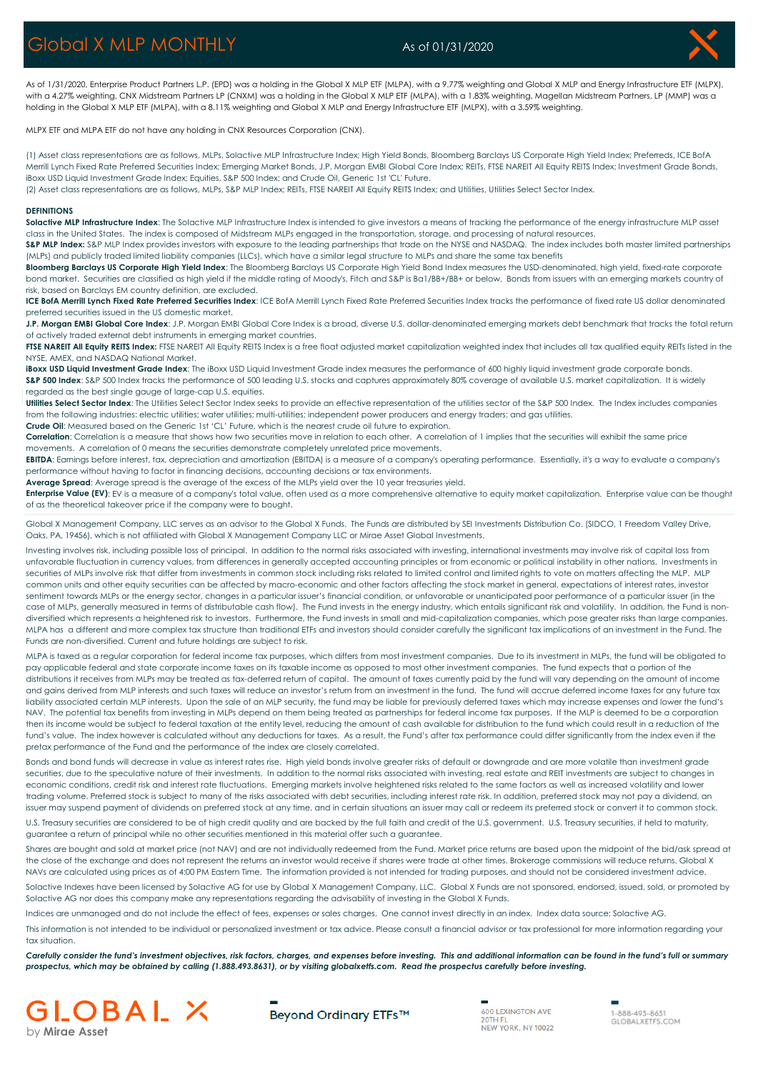As of 1/31/2020, Enterprise Product Partners L.P. (EPD) was a holding in the Global X MLP ETF (MLPA), with a 9.77% weighting and Global X MLP and Energy Infrastructure ETF (MLPX), with a 4.27% weighting, CNX Midstream Partners LP (CNXM) was a holding in the Global X MLP ETF (MLPA), with a 1.83% weighting, Magellan Midstream Partners, LP (MMP) was a holding in the Global X MLP ETF (MLPA), with a 8.11% weighting and Global X MLP and Energy Infrastructure ETF (MLPX), with a 3.59% weighting.

MLPX ETF and MLPA ETF do not have any holding in CNX Resources Corporation (CNX).

(1) Asset class representations are as follows, MLPs, Solactive MLP Infrastructure Index; High Yield Bonds, Bloomberg Barclays US Corporate High Yield Index; Preferreds, ICE BofA Merrill Lynch Fixed Rate Preferred Securities Index; Emerging Market Bonds, J.P. Morgan EMBI Global Core Index; REITs, FTSE NAREIT All Equity REITS Index; Investment Grade Bonds, iBoxx USD Liquid Investment Grade Index; Equities, S&P 500 Index; and Crude Oil, Generic 1st 'CL' Future.
(2) Asset class representations are as follows, MLPs, S&P MLP Index; REITs, FTSE NAREIT All Equity REITS Index; and Utilities, Utilities Select Sector Index.

**DEFINITIONS**

**Solactive MLP Infrastructure Index**: The Solactive MLP Infrastructure Index is intended to give investors a means of tracking the performance of the energy infrastructure MLP asset class in the United States. The index is composed of Midstream MLPs engaged in the transportation, storage, and processing of natural resources.
**S&P MLP Index:** S&P MLP Index provides investors with exposure to the leading partnerships that trade on the NYSE and NASDAQ. The index includes both master limited partnerships (MLPs) and publicly traded limited liability companies (LLCs), which have a similar legal structure to MLPs and share the same tax benefits
**Bloomberg Barclays US Corporate High Yield Index**: The Bloomberg Barclays US Corporate High Yield Bond Index measures the USD-denominated, high yield, fixed-rate corporate bond market. Securities are classified as high yield if the middle rating of Moody's, Fitch and S&P is Ba1/BB+/BB+ or below. Bonds from issuers with an emerging markets country of risk, based on Barclays EM country definition, are excluded.
**ICE BofA Merrill Lynch Fixed Rate Preferred Securities Index**: ICE BofA Merrill Lynch Fixed Rate Preferred Securities Index tracks the performance of fixed rate US dollar denominated preferred securities issued in the US domestic market.
**J.P. Morgan EMBI Global Core Index**: J.P. Morgan EMBI Global Core Index is a broad, diverse U.S. dollar-denominated emerging markets debt benchmark that tracks the total return of actively traded external debt instruments in emerging market countries.
**FTSE NAREIT All Equity REITS Index:** FTSE NAREIT All Equity REITS Index is a free float adjusted market capitalization weighted index that includes all tax qualified equity REITs listed in the NYSE, AMEX, and NASDAQ National Market.
**iBoxx USD Liquid Investment Grade Index**: The iBoxx USD Liquid Investment Grade index measures the performance of 600 highly liquid investment grade corporate bonds.
**S&P 500 Index**: S&P 500 Index tracks the performance of 500 leading U.S. stocks and captures approximately 80% coverage of available U.S. market capitalization. It is widely regarded as the best single gauge of large-cap U.S. equities.
**Utilities Select Sector Index**: The Utilities Select Sector Index seeks to provide an effective representation of the utilities sector of the S&P 500 Index. The Index includes companies from the following industries: electric utilities; water utilities; multi-utilities; independent power producers and energy traders; and gas utilities.
**Crude Oil**: Measured based on the Generic 1st 'CL' Future, which is the nearest crude oil future to expiration.
**Correlation**: Correlation is a measure that shows how two securities move in relation to each other. A correlation of 1 implies that the securities will exhibit the same price movements. A correlation of 0 means the securities demonstrate completely unrelated price movements.
**EBITDA**: Earnings before interest, tax, depreciation and amortization (EBITDA) is a measure of a company's operating performance. Essentially, it's a way to evaluate a company's performance without having to factor in financing decisions, accounting decisions or tax environments.
**Average Spread**: Average spread is the average of the excess of the MLPs yield over the 10 year treasuries yield.
**Enterprise Value (EV)**: EV is a measure of a company's total value, often used as a more comprehensive alternative to equity market capitalization. Enterprise value can be thought of as the theoretical takeover price if the company were to be bought.

Global X Management Company, LLC serves as an advisor to the Global X Funds. The Funds are distributed by SEI Investments Distribution Co. (SIDCO, 1 Freedom Valley Drive, Oaks, PA, 19456), which is not affiliated with Global X Management Company LLC or Mirae Asset Global Investments.

Investing involves risk, including possible loss of principal. In addition to the normal risks associated with investing, international investments may involve risk of capital loss from unfavorable fluctuation in currency values, from differences in generally accepted accounting principles or from economic or political instability in other nations. Investments in securities of MLPs involve risk that differ from investments in common stock including risks related to limited control and limited rights to vote on matters affecting the MLP. MLP common units and other equity securities can be affected by macro-economic and other factors affecting the stock market in general, expectations of interest rates, investor sentiment towards MLPs or the energy sector, changes in a particular issuer's financial condition, or unfavorable or unanticipated poor performance of a particular issuer (in the case of MLPs, generally measured in terms of distributable cash flow). The Fund invests in the energy industry, which entails significant risk and volatility. In addition, the Fund is non-diversified which represents a heightened risk to investors. Furthermore, the Fund invests in small and mid-capitalization companies, which pose greater risks than large companies. MLPA has a different and more complex tax structure than traditional ETFs and investors should consider carefully the significant tax implications of an investment in the Fund. The Funds are non-diversified. Current and future holdings are subject to risk.

MLPA is taxed as a regular corporation for federal income tax purposes, which differs from most investment companies. Due to its investment in MLPs, the fund will be obligated to pay applicable federal and state corporate income taxes on its taxable income as opposed to most other investment companies. The fund expects that a portion of the distributions it receives from MLPs may be treated as tax-deferred return of capital. The amount of taxes currently paid by the fund will vary depending on the amount of income and gains derived from MLP interests and such taxes will reduce an investor's return from an investment in the fund. The fund will accrue deferred income taxes for any future tax liability associated certain MLP interests. Upon the sale of an MLP security, the fund may be liable for previously deferred taxes which may increase expenses and lower the fund's NAV. The potential tax benefits from investing in MLPs depend on them being treated as partnerships for federal income tax purposes. If the MLP is deemed to be a corporation then its income would be subject to federal taxation at the entity level, reducing the amount of cash available for distribution to the fund which could result in a reduction of the fund's value. The index however is calculated without any deductions for taxes. As a result, the Fund's after tax performance could differ significantly from the index even if the pretax performance of the Fund and the performance of the index are closely correlated.

Bonds and bond funds will decrease in value as interest rates rise. High yield bonds involve greater risks of default or downgrade and are more volatile than investment grade securities, due to the speculative nature of their investments. In addition to the normal risks associated with investing, real estate and REIT investments are subject to changes in economic conditions, credit risk and interest rate fluctuations. Emerging markets involve heightened risks related to the same factors as well as increased volatility and lower trading volume. Preferred stock is subject to many of the risks associated with debt securities, including interest rate risk. In addition, preferred stock may not pay a dividend, an issuer may suspend payment of dividends on preferred stock at any time, and in certain situations an issuer may call or redeem its preferred stock or convert it to common stock.

U.S. Treasury securities are considered to be of high credit quality and are backed by the full faith and credit of the U.S. government. U.S. Treasury securities, if held to maturity, guarantee a return of principal while no other securities mentioned in this material offer such a guarantee.

Shares are bought and sold at market price (not NAV) and are not individually redeemed from the Fund. Market price returns are based upon the midpoint of the bid/ask spread at the close of the exchange and does not represent the returns an investor would receive if shares were trade at other times. Brokerage commissions will reduce returns. Global X NAVs are calculated using prices as of 4:00 PM Eastern Time. The information provided is not intended for trading purposes, and should not be considered investment advice.

Solactive Indexes have been licensed by Solactive AG for use by Global X Management Company, LLC. Global X Funds are not sponsored, endorsed, issued, sold, or promoted by Solactive AG nor does this company make any representations regarding the advisability of investing in the Global X Funds.

Indices are unmanaged and do not include the effect of fees, expenses or sales charges. One cannot invest directly in an index. Index data source: Solactive AG.

This information is not intended to be individual or personalized investment or tax advice. Please consult a financial advisor or tax professional for more information regarding your tax situation.

***Carefully consider the fund's investment objectives, risk factors, charges, and expenses before investing. This and additional information can be found in the fund's full or summary prospectus, which may be obtained by calling (1.888.493.8631), or by visiting globalxetfs.com. Read the prospectus carefully before investing.***

GLOBAL X by Mirae Asset

Beyond Ordinary ETFs™

600 LEXINGTON AVE
20TH FL
NEW YORK, NY 10022

1-888-493-8631
GLOBALXETFS.COM